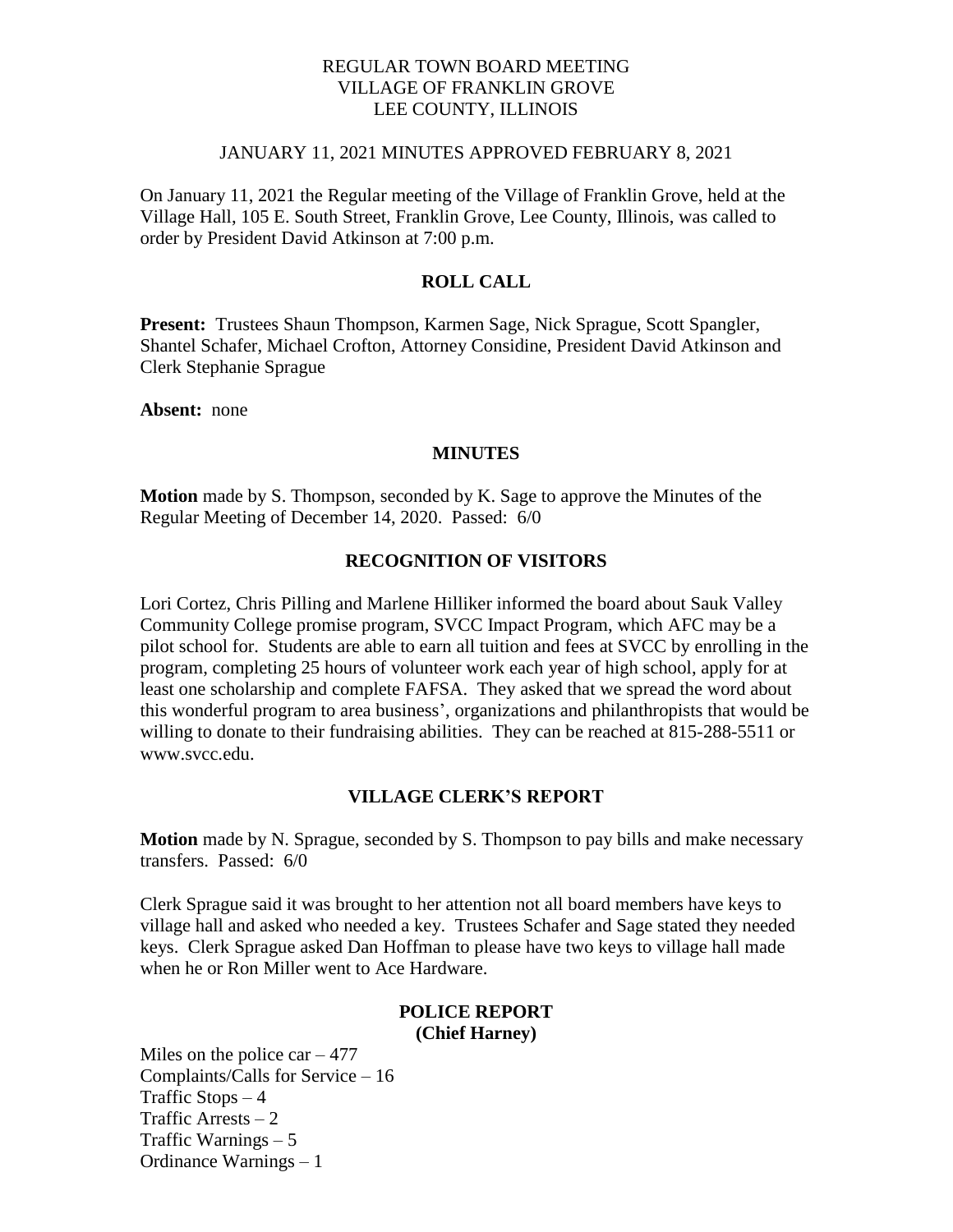REGULAR TOWN BOARD MEETING
VILLAGE OF FRANKLIN GROVE
LEE COUNTY, ILLINOIS

JANUARY 11, 2021 MINUTES APPROVED FEBRUARY 8, 2021

On January 11, 2021 the Regular meeting of the Village of Franklin Grove, held at the Village Hall, 105 E. South Street, Franklin Grove, Lee County, Illinois, was called to order by President David Atkinson at 7:00 p.m.

## ROLL CALL

**Present:** Trustees Shaun Thompson, Karmen Sage, Nick Sprague, Scott Spangler, Shantel Schafer, Michael Crofton, Attorney Considine, President David Atkinson and Clerk Stephanie Sprague

**Absent:** none

## MINUTES

**Motion** made by S. Thompson, seconded by K. Sage to approve the Minutes of the Regular Meeting of December 14, 2020. Passed: 6/0

## RECOGNITION OF VISITORS

Lori Cortez, Chris Pilling and Marlene Hilliker informed the board about Sauk Valley Community College promise program, SVCC Impact Program, which AFC may be a pilot school for. Students are able to earn all tuition and fees at SVCC by enrolling in the program, completing 25 hours of volunteer work each year of high school, apply for at least one scholarship and complete FAFSA. They asked that we spread the word about this wonderful program to area business', organizations and philanthropists that would be willing to donate to their fundraising abilities. They can be reached at 815-288-5511 or www.svcc.edu.

## VILLAGE CLERK'S REPORT

**Motion** made by N. Sprague, seconded by S. Thompson to pay bills and make necessary transfers. Passed: 6/0

Clerk Sprague said it was brought to her attention not all board members have keys to village hall and asked who needed a key. Trustees Schafer and Sage stated they needed keys. Clerk Sprague asked Dan Hoffman to please have two keys to village hall made when he or Ron Miller went to Ace Hardware.

## POLICE REPORT
**(Chief Harney)**

Miles on the police car – 477
Complaints/Calls for Service – 16
Traffic Stops – 4
Traffic Arrests – 2
Traffic Warnings – 5
Ordinance Warnings – 1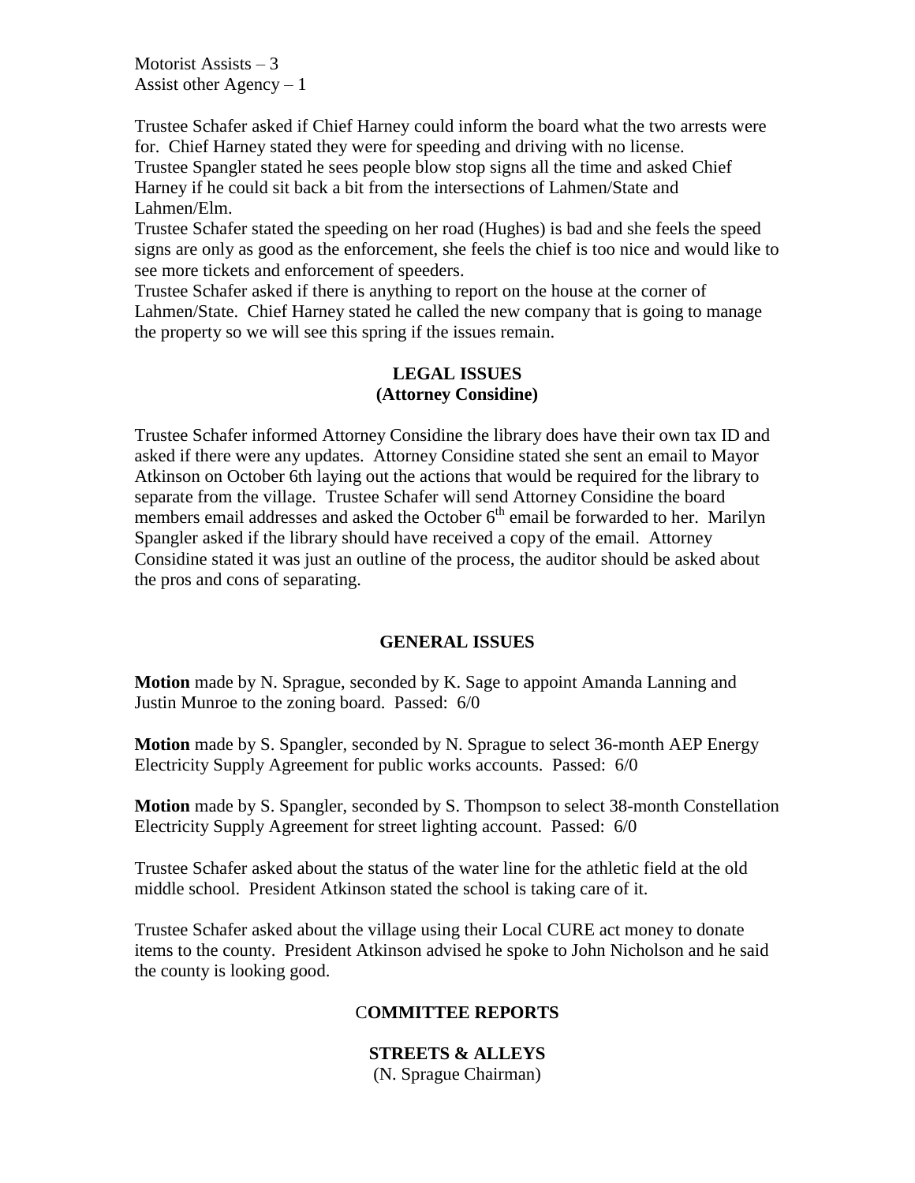Motorist Assists – 3
Assist other Agency – 1

Trustee Schafer asked if Chief Harney could inform the board what the two arrests were for. Chief Harney stated they were for speeding and driving with no license.
Trustee Spangler stated he sees people blow stop signs all the time and asked Chief Harney if he could sit back a bit from the intersections of Lahmen/State and Lahmen/Elm.
Trustee Schafer stated the speeding on her road (Hughes) is bad and she feels the speed signs are only as good as the enforcement, she feels the chief is too nice and would like to see more tickets and enforcement of speeders.
Trustee Schafer asked if there is anything to report on the house at the corner of Lahmen/State. Chief Harney stated he called the new company that is going to manage the property so we will see this spring if the issues remain.

**LEGAL ISSUES**
**(Attorney Considine)**

Trustee Schafer informed Attorney Considine the library does have their own tax ID and asked if there were any updates. Attorney Considine stated she sent an email to Mayor Atkinson on October 6th laying out the actions that would be required for the library to separate from the village. Trustee Schafer will send Attorney Considine the board members email addresses and asked the October 6th email be forwarded to her. Marilyn Spangler asked if the library should have received a copy of the email. Attorney Considine stated it was just an outline of the process, the auditor should be asked about the pros and cons of separating.

**GENERAL ISSUES**

**Motion** made by N. Sprague, seconded by K. Sage to appoint Amanda Lanning and Justin Munroe to the zoning board. Passed: 6/0

**Motion** made by S. Spangler, seconded by N. Sprague to select 36-month AEP Energy Electricity Supply Agreement for public works accounts. Passed: 6/0

**Motion** made by S. Spangler, seconded by S. Thompson to select 38-month Constellation Electricity Supply Agreement for street lighting account. Passed: 6/0

Trustee Schafer asked about the status of the water line for the athletic field at the old middle school. President Atkinson stated the school is taking care of it.

Trustee Schafer asked about the village using their Local CURE act money to donate items to the county. President Atkinson advised he spoke to John Nicholson and he said the county is looking good.

**COMMITTEE REPORTS**

**STREETS & ALLEYS**
(N. Sprague Chairman)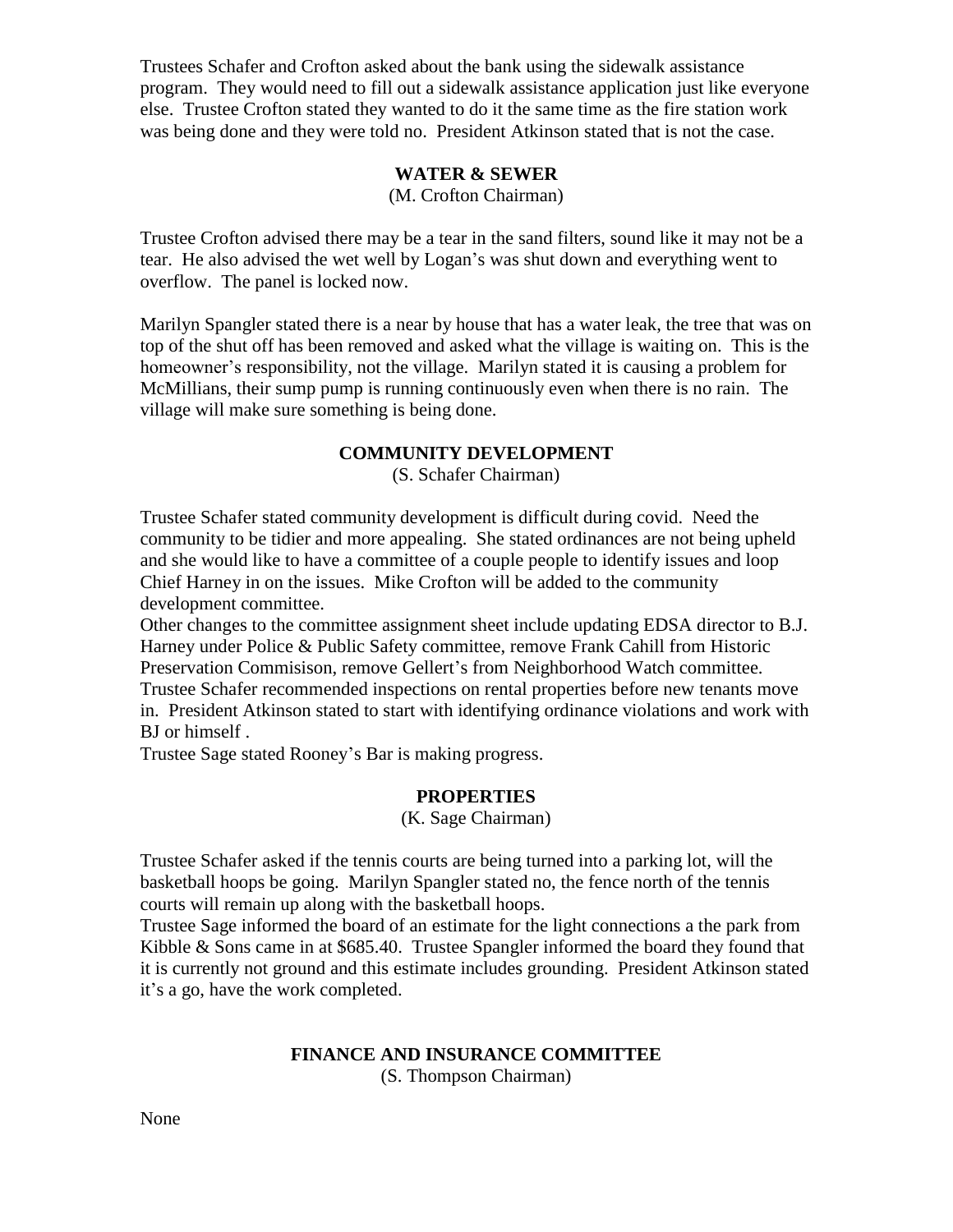Trustees Schafer and Crofton asked about the bank using the sidewalk assistance program. They would need to fill out a sidewalk assistance application just like everyone else. Trustee Crofton stated they wanted to do it the same time as the fire station work was being done and they were told no. President Atkinson stated that is not the case.

**WATER & SEWER**

(M. Crofton Chairman)

Trustee Crofton advised there may be a tear in the sand filters, sound like it may not be a tear. He also advised the wet well by Logan's was shut down and everything went to overflow. The panel is locked now.

Marilyn Spangler stated there is a near by house that has a water leak, the tree that was on top of the shut off has been removed and asked what the village is waiting on. This is the homeowner's responsibility, not the village. Marilyn stated it is causing a problem for McMillians, their sump pump is running continuously even when there is no rain. The village will make sure something is being done.

**COMMUNITY DEVELOPMENT**

(S. Schafer Chairman)

Trustee Schafer stated community development is difficult during covid. Need the community to be tidier and more appealing. She stated ordinances are not being upheld and she would like to have a committee of a couple people to identify issues and loop Chief Harney in on the issues. Mike Crofton will be added to the community development committee.
Other changes to the committee assignment sheet include updating EDSA director to B.J. Harney under Police & Public Safety committee, remove Frank Cahill from Historic Preservation Commisison, remove Gellert's from Neighborhood Watch committee.
Trustee Schafer recommended inspections on rental properties before new tenants move in. President Atkinson stated to start with identifying ordinance violations and work with BJ or himself .
Trustee Sage stated Rooney's Bar is making progress.

**PROPERTIES**

(K. Sage Chairman)

Trustee Schafer asked if the tennis courts are being turned into a parking lot, will the basketball hoops be going. Marilyn Spangler stated no, the fence north of the tennis courts will remain up along with the basketball hoops.
Trustee Sage informed the board of an estimate for the light connections a the park from Kibble & Sons came in at $685.40. Trustee Spangler informed the board they found that it is currently not ground and this estimate includes grounding. President Atkinson stated it's a go, have the work completed.

**FINANCE AND INSURANCE COMMITTEE**

(S. Thompson Chairman)

None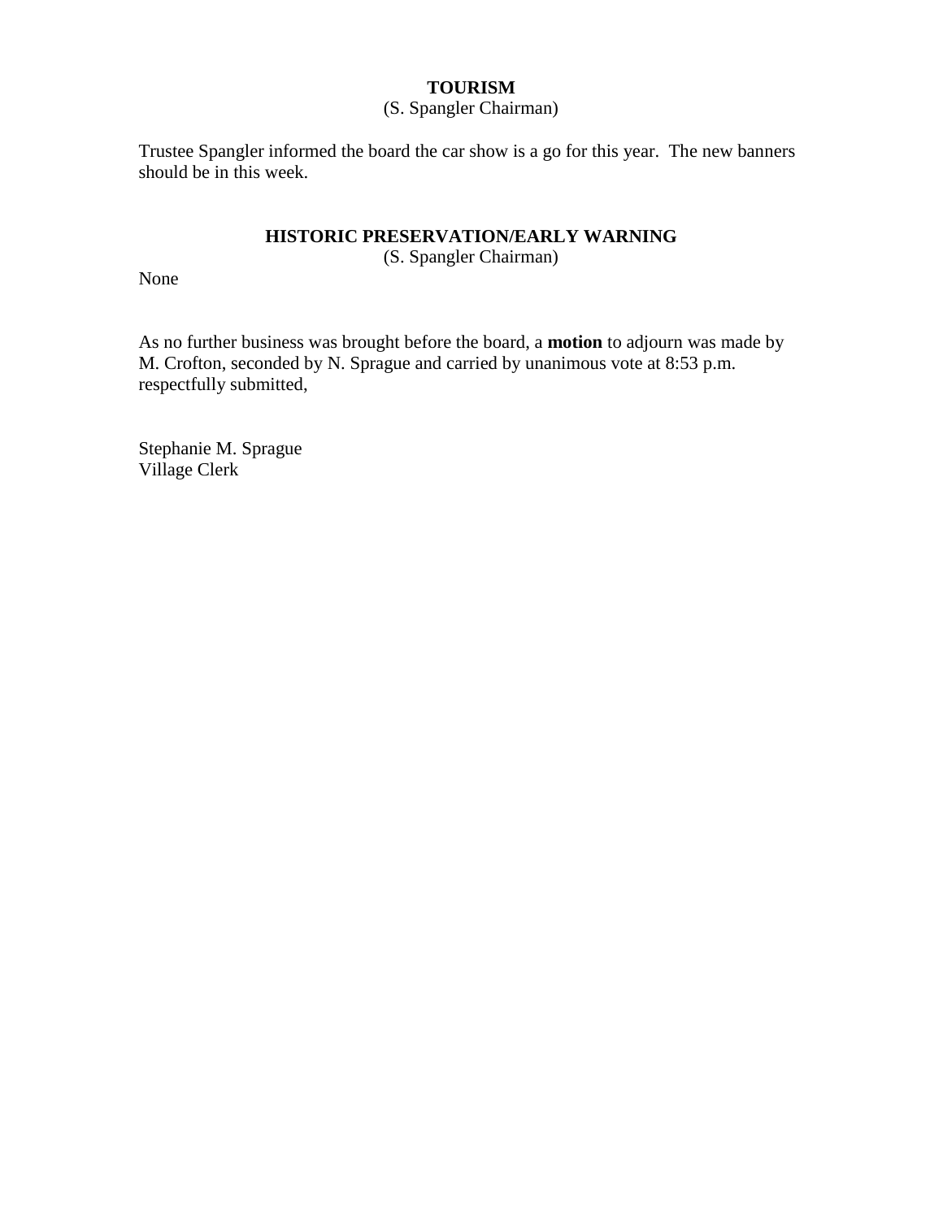**TOURISM**
(S. Spangler Chairman)

Trustee Spangler informed the board the car show is a go for this year. The new banners should be in this week.

**HISTORIC PRESERVATION/EARLY WARNING**
(S. Spangler Chairman)

None

As no further business was brought before the board, a **motion** to adjourn was made by M. Crofton, seconded by N. Sprague and carried by unanimous vote at 8:53 p.m. respectfully submitted,

Stephanie M. Sprague
Village Clerk